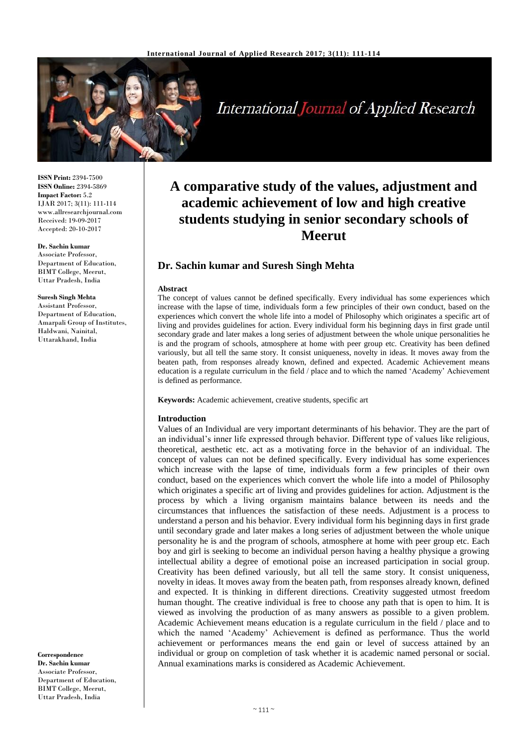**ISSN Print:** 2394-7500
**ISSN Online:** 2394-5869
**Impact Factor:** 5.2
IJAR 2017; 3(11): 111-114
www.allresearchjournal.com
Received: 19-09-2017
Accepted: 20-10-2017

**Dr. Sachin kumar**
Associate Professor, Department of Education, BIMT College, Meerut, Uttar Pradesh, India

**Suresh Singh Mehta**
Assistant Professor, Department of Education, Amarpali Group of Institutes, Haldwani, Nainital, Uttarakhand, India

**Correspondence**
**Dr. Sachin kumar**
Associate Professor, Department of Education, BIMT College, Meerut, Uttar Pradesh, India

# A comparative study of the values, adjustment and academic achievement of low and high creative students studying in senior secondary schools of Meerut

## Dr. Sachin kumar and Suresh Singh Mehta

### Abstract

The concept of values cannot be defined specifically. Every individual has some experiences which increase with the lapse of time, individuals form a few principles of their own conduct, based on the experiences which convert the whole life into a model of Philosophy which originates a specific art of living and provides guidelines for action. Every individual form his beginning days in first grade until secondary grade and later makes a long series of adjustment between the whole unique personalities he is and the program of schools, atmosphere at home with peer group etc. Creativity has been defined variously, but all tell the same story. It consist uniqueness, novelty in ideas. It moves away from the beaten path, from responses already known, defined and expected. Academic Achievement means education is a regulate curriculum in the field / place and to which the named 'Academy' Achievement is defined as performance.

**Keywords:** Academic achievement, creative students, specific art

### Introduction

Values of an Individual are very important determinants of his behavior. They are the part of an individual's inner life expressed through behavior. Different type of values like religious, theoretical, aesthetic etc. act as a motivating force in the behavior of an individual. The concept of values can not be defined specifically. Every individual has some experiences which increase with the lapse of time, individuals form a few principles of their own conduct, based on the experiences which convert the whole life into a model of Philosophy which originates a specific art of living and provides guidelines for action. Adjustment is the process by which a living organism maintains balance between its needs and the circumstances that influences the satisfaction of these needs. Adjustment is a process to understand a person and his behavior. Every individual form his beginning days in first grade until secondary grade and later makes a long series of adjustment between the whole unique personality he is and the program of schools, atmosphere at home with peer group etc. Each boy and girl is seeking to become an individual person having a healthy physique a growing intellectual ability a degree of emotional poise an increased participation in social group. Creativity has been defined variously, but all tell the same story. It consist uniqueness, novelty in ideas. It moves away from the beaten path, from responses already known, defined and expected. It is thinking in different directions. Creativity suggested utmost freedom human thought. The creative individual is free to choose any path that is open to him. It is viewed as involving the production of as many answers as possible to a given problem. Academic Achievement means education is a regulate curriculum in the field / place and to which the named 'Academy' Achievement is defined as performance. Thus the world achievement or performances means the end gain or level of success attained by an individual or group on completion of task whether it is academic named personal or social. Annual examinations marks is considered as Academic Achievement.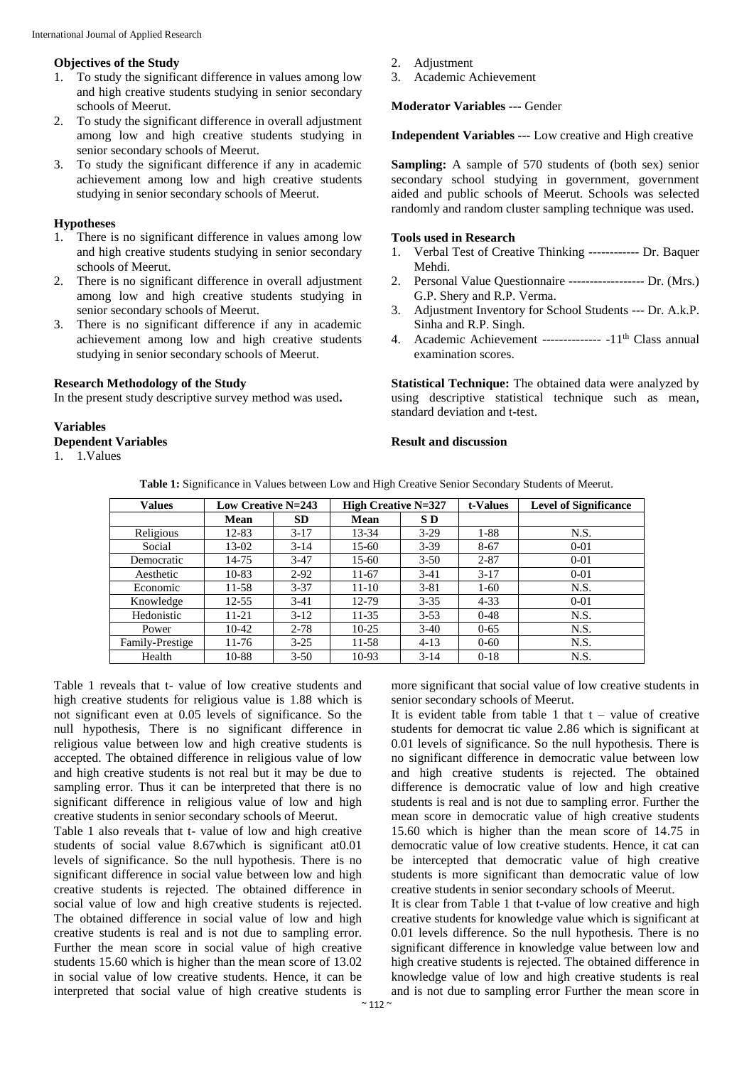### Objectives of the Study

1. To study the significant difference in values among low and high creative students studying in senior secondary schools of Meerut.
2. To study the significant difference in overall adjustment among low and high creative students studying in senior secondary schools of Meerut.
3. To study the significant difference if any in academic achievement among low and high creative students studying in senior secondary schools of Meerut.

### Hypotheses

1. There is no significant difference in values among low and high creative students studying in senior secondary schools of Meerut.
2. There is no significant difference in overall adjustment among low and high creative students studying in senior secondary schools of Meerut.
3. There is no significant difference if any in academic achievement among low and high creative students studying in senior secondary schools of Meerut.

### Research Methodology of the Study

In the present study descriptive survey method was used**.**

### Variables

**Dependent Variables**

1. 1.Values
2. Adjustment
3. Academic Achievement

**Moderator Variables ---** Gender

**Independent Variables ---** Low creative and High creative

**Sampling:** A sample of 570 students of (both sex) senior secondary school studying in government, government aided and public schools of Meerut. Schools was selected randomly and random cluster sampling technique was used.

### Tools used in Research

1. Verbal Test of Creative Thinking ------------ Dr. Baquer Mehdi.
2. Personal Value Questionnaire ------------------ Dr. (Mrs.) G.P. Shery and R.P. Verma.
3. Adjustment Inventory for School Students --- Dr. A.k.P. Sinha and R.P. Singh.
4. Academic Achievement -------------- -11th Class annual examination scores.

**Statistical Technique:** The obtained data were analyzed by using descriptive statistical technique such as mean, standard deviation and t-test.

### Result and discussion

**Table 1:** Significance in Values between Low and High Creative Senior Secondary Students of Meerut.

| Values | Low Creative N=243 | | High Creative N=327 | | t-Values | Level of Significance |
|---|---|---|---|---|---|---|
| | Mean | SD | Mean | S D | | |
| Religious | 12-83 | 3-17 | 13-34 | 3-29 | 1-88 | N.S. |
| Social | 13-02 | 3-14 | 15-60 | 3-39 | 8-67 | 0-01 |
| Democratic | 14-75 | 3-47 | 15-60 | 3-50 | 2-87 | 0-01 |
| Aesthetic | 10-83 | 2-92 | 11-67 | 3-41 | 3-17 | 0-01 |
| Economic | 11-58 | 3-37 | 11-10 | 3-81 | 1-60 | N.S. |
| Knowledge | 12-55 | 3-41 | 12-79 | 3-35 | 4-33 | 0-01 |
| Hedonistic | 11-21 | 3-12 | 11-35 | 3-53 | 0-48 | N.S. |
| Power | 10-42 | 2-78 | 10-25 | 3-40 | 0-65 | N.S. |
| Family-Prestige | 11-76 | 3-25 | 11-58 | 4-13 | 0-60 | N.S. |
| Health | 10-88 | 3-50 | 10-93 | 3-14 | 0-18 | N.S. |

Table 1 reveals that t- value of low creative students and high creative students for religious value is 1.88 which is not significant even at 0.05 levels of significance. So the null hypothesis, There is no significant difference in religious value between low and high creative students is accepted. The obtained difference in religious value of low and high creative students is not real but it may be due to sampling error. Thus it can be interpreted that there is no significant difference in religious value of low and high creative students in senior secondary schools of Meerut.

Table 1 also reveals that t- value of low and high creative students of social value 8.67which is significant at0.01 levels of significance. So the null hypothesis. There is no significant difference in social value between low and high creative students is rejected. The obtained difference in social value of low and high creative students is rejected. The obtained difference in social value of low and high creative students is real and is not due to sampling error. Further the mean score in social value of high creative students 15.60 which is higher than the mean score of 13.02 in social value of low creative students. Hence, it can be interpreted that social value of high creative students is more significant that social value of low creative students in senior secondary schools of Meerut.

It is evident table from table 1 that t – value of creative students for democrat tic value 2.86 which is significant at 0.01 levels of significance. So the null hypothesis. There is no significant difference in democratic value between low and high creative students is rejected. The obtained difference is democratic value of low and high creative students is real and is not due to sampling error. Further the mean score in democratic value of high creative students 15.60 which is higher than the mean score of 14.75 in democratic value of low creative students. Hence, it cat can be intercepted that democratic value of high creative students is more significant than democratic value of low creative students in senior secondary schools of Meerut.

It is clear from Table 1 that t-value of low creative and high creative students for knowledge value which is significant at 0.01 levels difference. So the null hypothesis. There is no significant difference in knowledge value between low and high creative students is rejected. The obtained difference in knowledge value of low and high creative students is real and is not due to sampling error Further the mean score in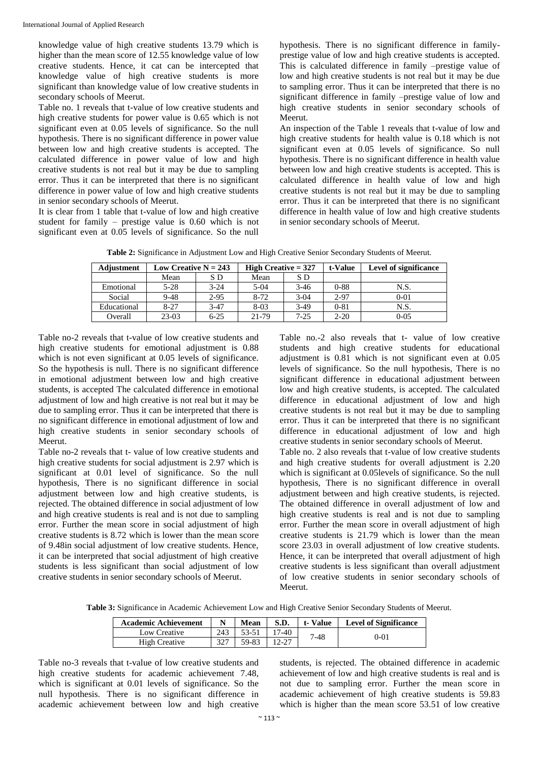knowledge value of high creative students 13.79 which is higher than the mean score of 12.55 knowledge value of low creative students. Hence, it cat can be intercepted that knowledge value of high creative students is more significant than knowledge value of low creative students in secondary schools of Meerut.

Table no. 1 reveals that t-value of low creative students and high creative students for power value is 0.65 which is not significant even at 0.05 levels of significance. So the null hypothesis. There is no significant difference in power value between low and high creative students is accepted. The calculated difference in power value of low and high creative students is not real but it may be due to sampling error. Thus it can be interpreted that there is no significant difference in power value of low and high creative students in senior secondary schools of Meerut.

It is clear from 1 table that t-value of low and high creative student for family – prestige value is 0.60 which is not significant even at 0.05 levels of significance. So the null hypothesis. There is no significant difference in family-prestige value of low and high creative students is accepted. This is calculated difference in family –prestige value of low and high creative students is not real but it may be due to sampling error. Thus it can be interpreted that there is no significant difference in family –prestige value of low and high creative students in senior secondary schools of Meerut.

An inspection of the Table 1 reveals that t-value of low and high creative students for health value is 0.18 which is not significant even at 0.05 levels of significance. So null hypothesis. There is no significant difference in health value between low and high creative students is accepted. This is calculated difference in health value of low and high creative students is not real but it may be due to sampling error. Thus it can be interpreted that there is no significant difference in health value of low and high creative students in senior secondary schools of Meerut.

**Table 2:** Significance in Adjustment Low and High Creative Senior Secondary Students of Meerut.

| Adjustment | Low Creative N = 243 | | High Creative = 327 | | t-Value | Level of significance |
|---|---|---|---|---|---|---|
| | Mean | S D | Mean | S D | | |
| Emotional | 5-28 | 3-24 | 5-04 | 3-46 | 0-88 | N.S. |
| Social | 9-48 | 2-95 | 8-72 | 3-04 | 2-97 | 0-01 |
| Educational | 8-27 | 3-47 | 8-03 | 3-49 | 0-81 | N.S. |
| Overall | 23-03 | 6-25 | 21-79 | 7-25 | 2-20 | 0-05 |

Table no-2 reveals that t-value of low creative students and high creative students for emotional adjustment is 0.88 which is not even significant at 0.05 levels of significance. So the hypothesis is null. There is no significant difference in emotional adjustment between low and high creative students, is accepted The calculated difference in emotional adjustment of low and high creative is not real but it may be due to sampling error. Thus it can be interpreted that there is no significant difference in emotional adjustment of low and high creative students in senior secondary schools of Meerut.

Table no-2 reveals that t- value of low creative students and high creative students for social adjustment is 2.97 which is significant at 0.01 level of significance. So the null hypothesis, There is no significant difference in social adjustment between low and high creative students, is rejected. The obtained difference in social adjustment of low and high creative students is real and is not due to sampling error. Further the mean score in social adjustment of high creative students is 8.72 which is lower than the mean score of 9.48in social adjustment of low creative students. Hence, it can be interpreted that social adjustment of high creative students is less significant than social adjustment of low creative students in senior secondary schools of Meerut.

Table no.-2 also reveals that t- value of low creative students and high creative students for educational adjustment is 0.81 which is not significant even at 0.05 levels of significance. So the null hypothesis, There is no significant difference in educational adjustment between low and high creative students, is accepted. The calculated difference in educational adjustment of low and high creative students is not real but it may be due to sampling error. Thus it can be interpreted that there is no significant difference in educational adjustment of low and high creative students in senior secondary schools of Meerut.

Table no. 2 also reveals that t-value of low creative students and high creative students for overall adjustment is 2.20 which is significant at 0.05levels of significance. So the null hypothesis, There is no significant difference in overall adjustment between and high creative students, is rejected. The obtained difference in overall adjustment of low and high creative students is real and is not due to sampling error. Further the mean score in overall adjustment of high creative students is 21.79 which is lower than the mean score 23.03 in overall adjustment of low creative students. Hence, it can be interpreted that overall adjustment of high creative students is less significant than overall adjustment of low creative students in senior secondary schools of Meerut.

**Table 3:** Significance in Academic Achievement Low and High Creative Senior Secondary Students of Meerut.

| Academic Achievement | N | Mean | S.D. | t- Value | Level of Significance |
|---|---|---|---|---|---|
| Low Creative | 243 | 53-51 | 17-40 | 7-48 | 0-01 |
| High Creative | 327 | 59-83 | 12-27 | | |

Table no-3 reveals that t-value of low creative students and high creative students for academic achievement 7.48, which is significant at 0.01 levels of significance. So the null hypothesis. There is no significant difference in academic achievement between low and high creative students, is rejected. The obtained difference in academic achievement of low and high creative students is real and is not due to sampling error. Further the mean score in academic achievement of high creative students is 59.83 which is higher than the mean score 53.51 of low creative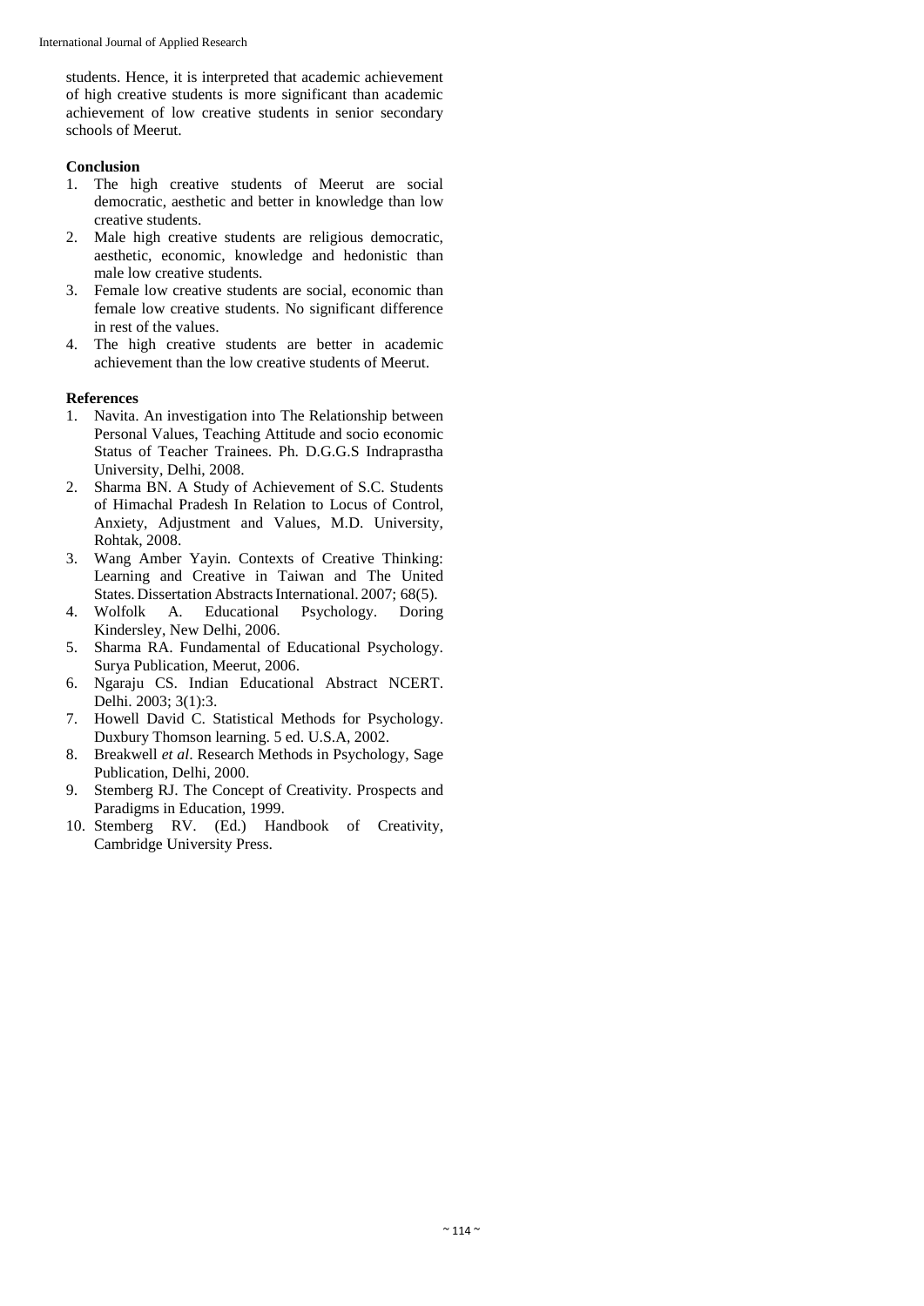students. Hence, it is interpreted that academic achievement of high creative students is more significant than academic achievement of low creative students in senior secondary schools of Meerut.

## Conclusion

1. The high creative students of Meerut are social democratic, aesthetic and better in knowledge than low creative students.
2. Male high creative students are religious democratic, aesthetic, economic, knowledge and hedonistic than male low creative students.
3. Female low creative students are social, economic than female low creative students. No significant difference in rest of the values.
4. The high creative students are better in academic achievement than the low creative students of Meerut.

## References

1. Navita. An investigation into The Relationship between Personal Values, Teaching Attitude and socio economic Status of Teacher Trainees. Ph. D.G.G.S Indraprastha University, Delhi, 2008.
2. Sharma BN. A Study of Achievement of S.C. Students of Himachal Pradesh In Relation to Locus of Control, Anxiety, Adjustment and Values, M.D. University, Rohtak, 2008.
3. Wang Amber Yayin. Contexts of Creative Thinking: Learning and Creative in Taiwan and The United States. Dissertation Abstracts International. 2007; 68(5).
4. Wolfolk A. Educational Psychology. Doring Kindersley, New Delhi, 2006.
5. Sharma RA. Fundamental of Educational Psychology. Surya Publication, Meerut, 2006.
6. Ngaraju CS. Indian Educational Abstract NCERT. Delhi. 2003; 3(1):3.
7. Howell David C. Statistical Methods for Psychology. Duxbury Thomson learning. 5 ed. U.S.A, 2002.
8. Breakwell *et al*. Research Methods in Psychology, Sage Publication, Delhi, 2000.
9. Stemberg RJ. The Concept of Creativity. Prospects and Paradigms in Education, 1999.
10. Stemberg RV. (Ed.) Handbook of Creativity, Cambridge University Press.